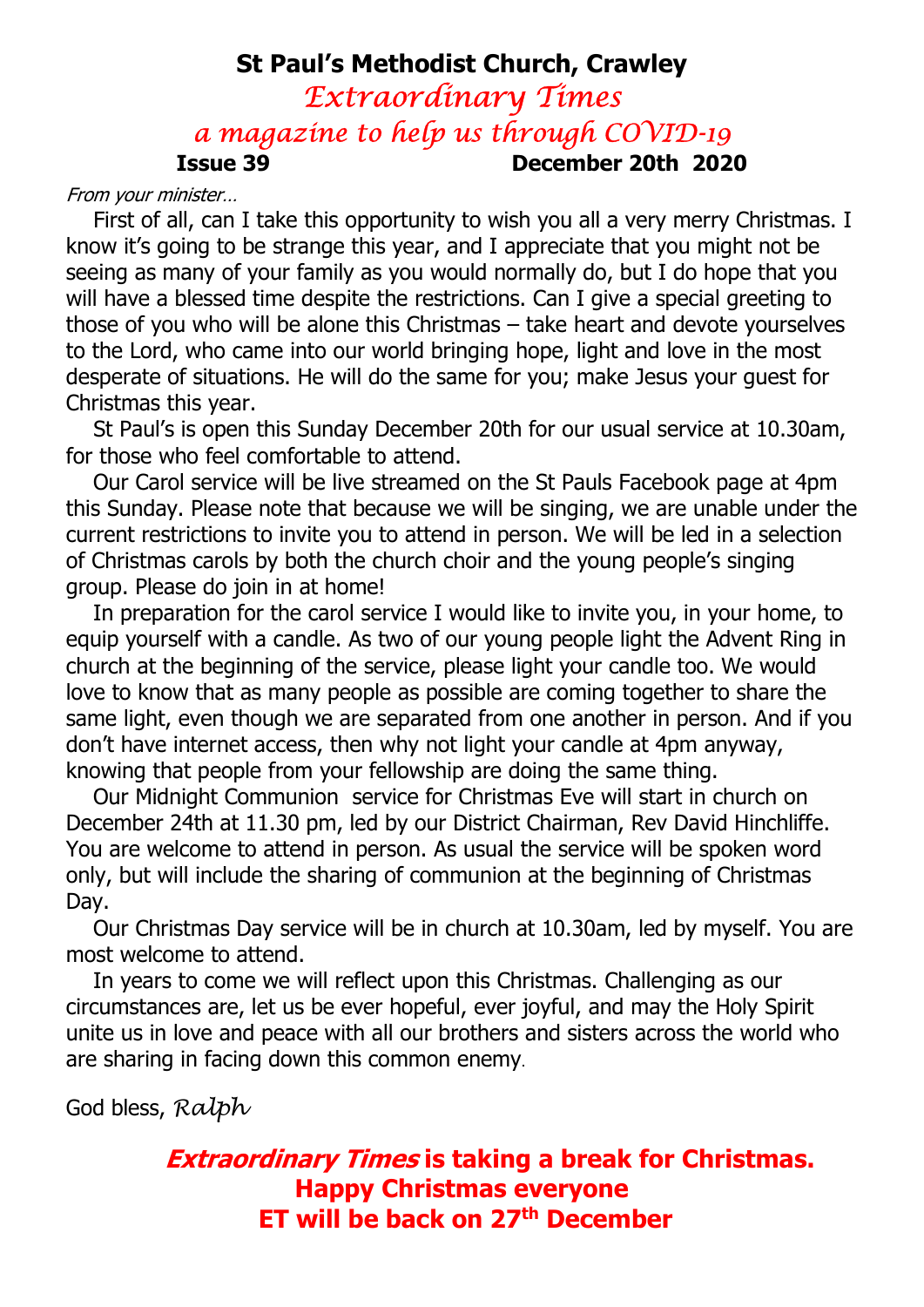# St Paul's Methodist Church, Crawley

## *Extraordinary Times*

### *a magazine to help us through COVID-19*

**Issue 39** **December 20th 2020**

*From your minister…*

First of all, can I take this opportunity to wish you all a very merry Christmas. I know it's going to be strange this year, and I appreciate that you might not be seeing as many of your family as you would normally do, but I do hope that you will have a blessed time despite the restrictions. Can I give a special greeting to those of you who will be alone this Christmas – take heart and devote yourselves to the Lord, who came into our world bringing hope, light and love in the most desperate of situations. He will do the same for you; make Jesus your guest for Christmas this year.

St Paul's is open this Sunday December 20th for our usual service at 10.30am, for those who feel comfortable to attend.

Our Carol service will be live streamed on the St Pauls Facebook page at 4pm this Sunday. Please note that because we will be singing, we are unable under the current restrictions to invite you to attend in person. We will be led in a selection of Christmas carols by both the church choir and the young people's singing group. Please do join in at home!

In preparation for the carol service I would like to invite you, in your home, to equip yourself with a candle. As two of our young people light the Advent Ring in church at the beginning of the service, please light your candle too. We would love to know that as many people as possible are coming together to share the same light, even though we are separated from one another in person. And if you don't have internet access, then why not light your candle at 4pm anyway, knowing that people from your fellowship are doing the same thing.

Our Midnight Communion service for Christmas Eve will start in church on December 24th at 11.30 pm, led by our District Chairman, Rev David Hinchliffe. You are welcome to attend in person. As usual the service will be spoken word only, but will include the sharing of communion at the beginning of Christmas Day.

Our Christmas Day service will be in church at 10.30am, led by myself. You are most welcome to attend.

In years to come we will reflect upon this Christmas. Challenging as our circumstances are, let us be ever hopeful, ever joyful, and may the Holy Spirit unite us in love and peace with all our brothers and sisters across the world who are sharing in facing down this common enemy.

God bless, *Ralph*

***Extraordinary Times* is taking a break for Christmas.**
**Happy Christmas everyone**
**ET will be back on 27th December**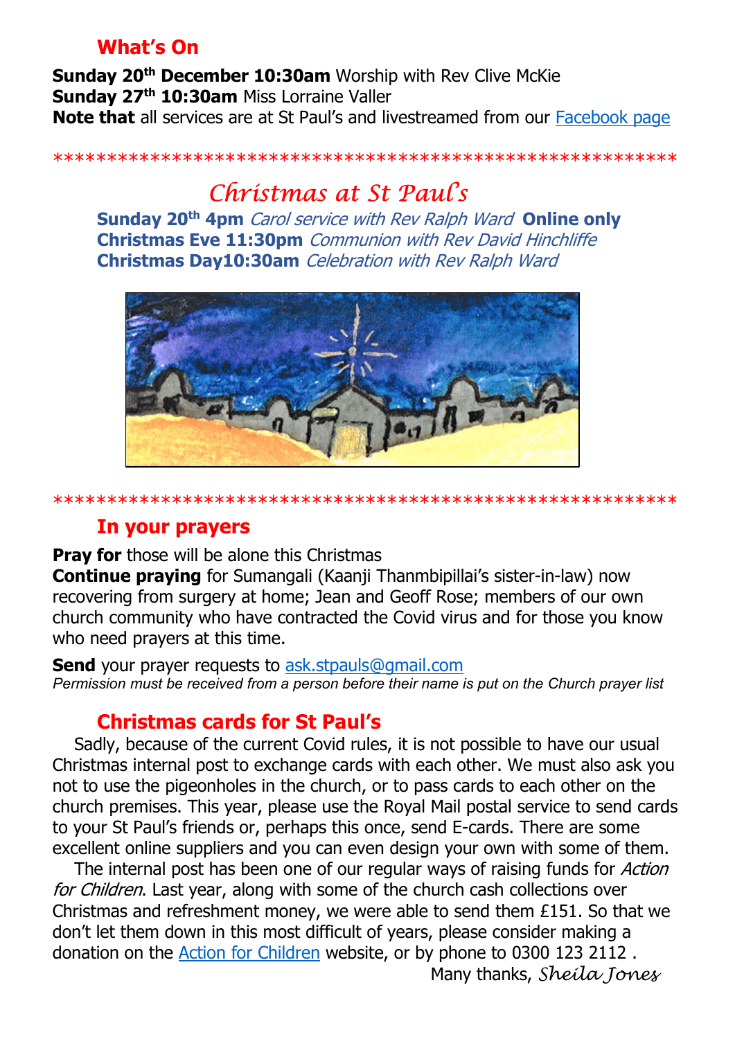## What's On

**Sunday 20th December 10:30am** Worship with Rev Clive McKie
**Sunday 27th 10:30am** Miss Lorraine Valler
**Note that** all services are at St Paul's and livestreamed from our [Facebook page]

*********************************************************

## *Christmas at St Paul's*

**Sunday 20th 4pm** *Carol service with Rev Ralph Ward* **Online only**
**Christmas Eve 11:30pm** *Communion with Rev David Hinchliffe*
**Christmas Day10:30am** *Celebration with Rev Ralph Ward*

*********************************************************

## In your prayers

**Pray for** those will be alone this Christmas
**Continue praying** for Sumangali (Kaanji Thanmbipillai's sister-in-law) now recovering from surgery at home; Jean and Geoff Rose; members of our own church community who have contracted the Covid virus and for those you know who need prayers at this time.

**Send** your prayer requests to ask.stpauls@gmail.com
*Permission must be received from a person before their name is put on the Church prayer list*

## Christmas cards for St Paul's

Sadly, because of the current Covid rules, it is not possible to have our usual Christmas internal post to exchange cards with each other. We must also ask you not to use the pigeonholes in the church, or to pass cards to each other on the church premises. This year, please use the Royal Mail postal service to send cards to your St Paul's friends or, perhaps this once, send E-cards. There are some excellent online suppliers and you can even design your own with some of them.

The internal post has been one of our regular ways of raising funds for *Action for Children*. Last year, along with some of the church cash collections over Christmas and refreshment money, we were able to send them £151. So that we don't let them down in this most difficult of years, please consider making a donation on the [Action for Children] website, or by phone to 0300 123 2112 .

Many thanks, *Sheila Jones*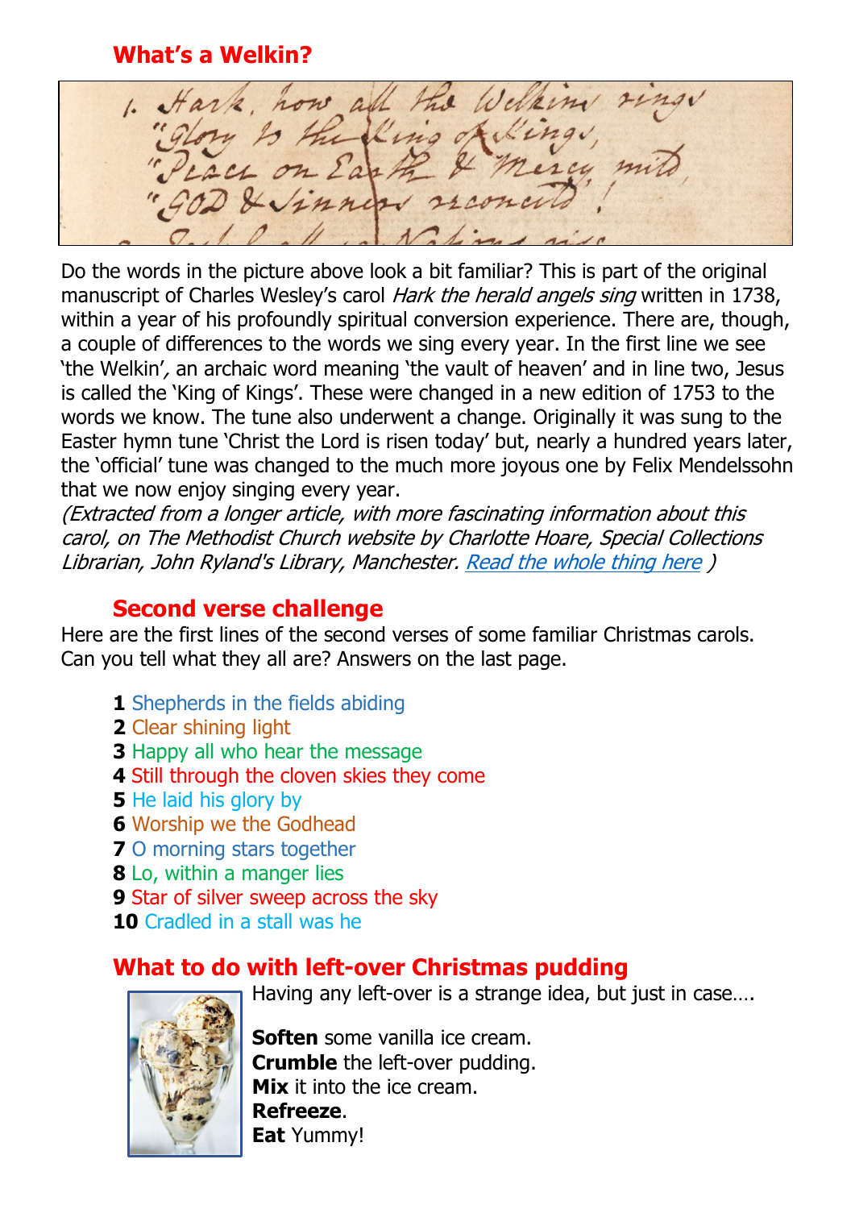## What's a Welkin?

Do the words in the picture above look a bit familiar? This is part of the original manuscript of Charles Wesley's carol *Hark the herald angels sing* written in 1738, within a year of his profoundly spiritual conversion experience. There are, though, a couple of differences to the words we sing every year. In the first line we see 'the Welkin', an archaic word meaning 'the vault of heaven' and in line two, Jesus is called the 'King of Kings'. These were changed in a new edition of 1753 to the words we know. The tune also underwent a change. Originally it was sung to the Easter hymn tune 'Christ the Lord is risen today' but, nearly a hundred years later, the 'official' tune was changed to the much more joyous one by Felix Mendelssohn that we now enjoy singing every year.

*(Extracted from a longer article, with more fascinating information about this carol, on The Methodist Church website by Charlotte Hoare, Special Collections Librarian, John Ryland's Library, Manchester. Read the whole thing here )*

## Second verse challenge

Here are the first lines of the second verses of some familiar Christmas carols. Can you tell what they all are? Answers on the last page.

**1** Shepherds in the fields abiding
**2** Clear shining light
**3** Happy all who hear the message
**4** Still through the cloven skies they come
**5** He laid his glory by
**6** Worship we the Godhead
**7** O morning stars together
**8** Lo, within a manger lies
**9** Star of silver sweep across the sky
**10** Cradled in a stall was he

## What to do with left-over Christmas pudding

Having any left-over is a strange idea, but just in case….

**Soften** some vanilla ice cream.
**Crumble** the left-over pudding.
**Mix** it into the ice cream.
**Refreeze**.
**Eat** Yummy!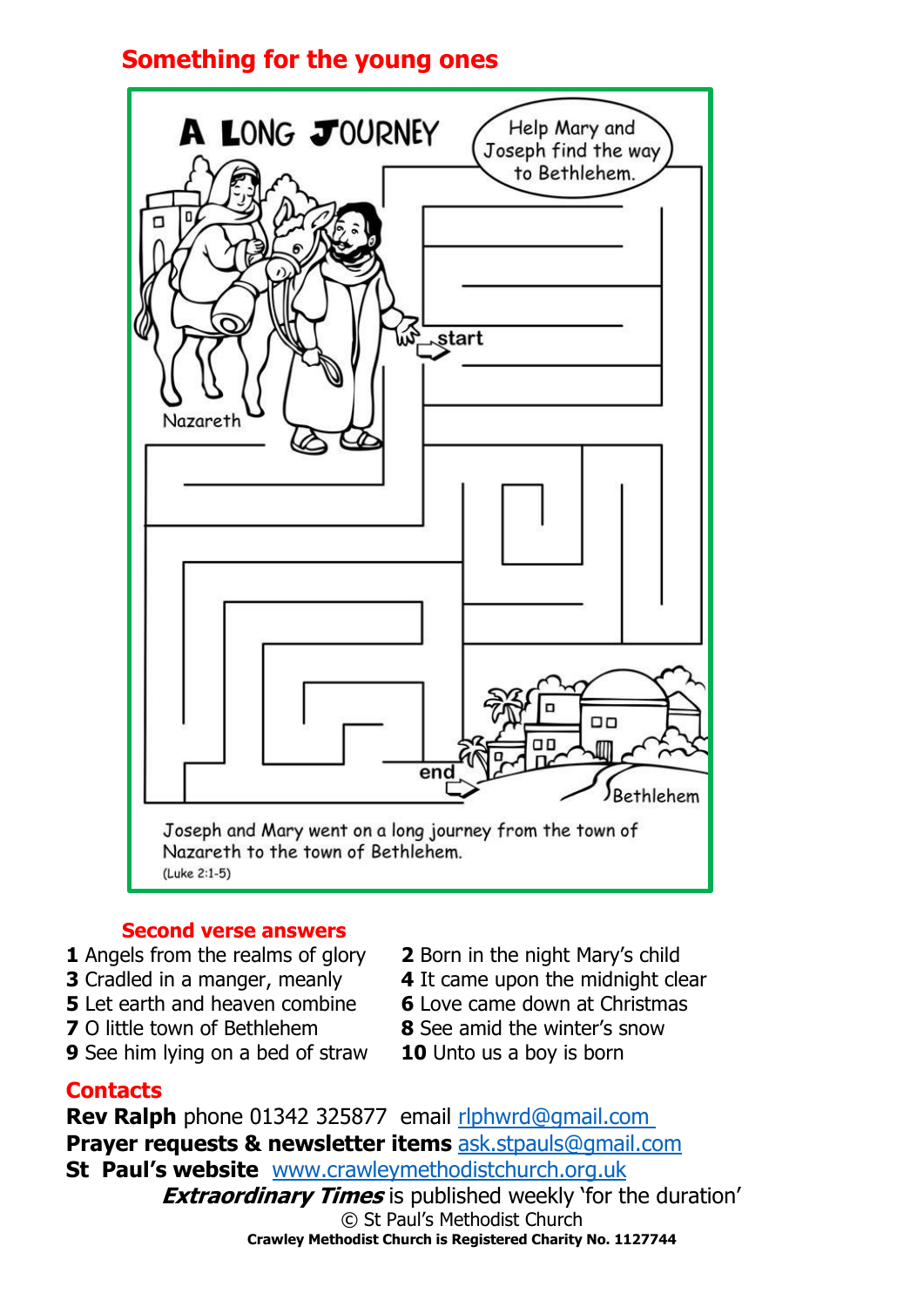## Something for the young ones

A LONG JOURNEY

Help Mary and Joseph find the way to Bethlehem.

start

Nazareth

end

Bethlehem

Joseph and Mary went on a long journey from the town of Nazareth to the town of Bethlehem.
(Luke 2:1-5)

### Second verse answers

**1** Angels from the realms of glory
**2** Born in the night Mary's child
**3** Cradled in a manger, meanly
**4** It came upon the midnight clear
**5** Let earth and heaven combine
**6** Love came down at Christmas
**7** O little town of Bethlehem
**8** See amid the winter's snow
**9** See him lying on a bed of straw
**10** Unto us a boy is born

### Contacts

**Rev Ralph** phone 01342 325877 email rlphwrd@gmail.com
**Prayer requests & newsletter items** ask.stpauls@gmail.com
**St Paul's website** www.crawleymethodistchurch.org.uk

***Extraordinary Times*** is published weekly 'for the duration'
© St Paul's Methodist Church
**Crawley Methodist Church is Registered Charity No. 1127744**